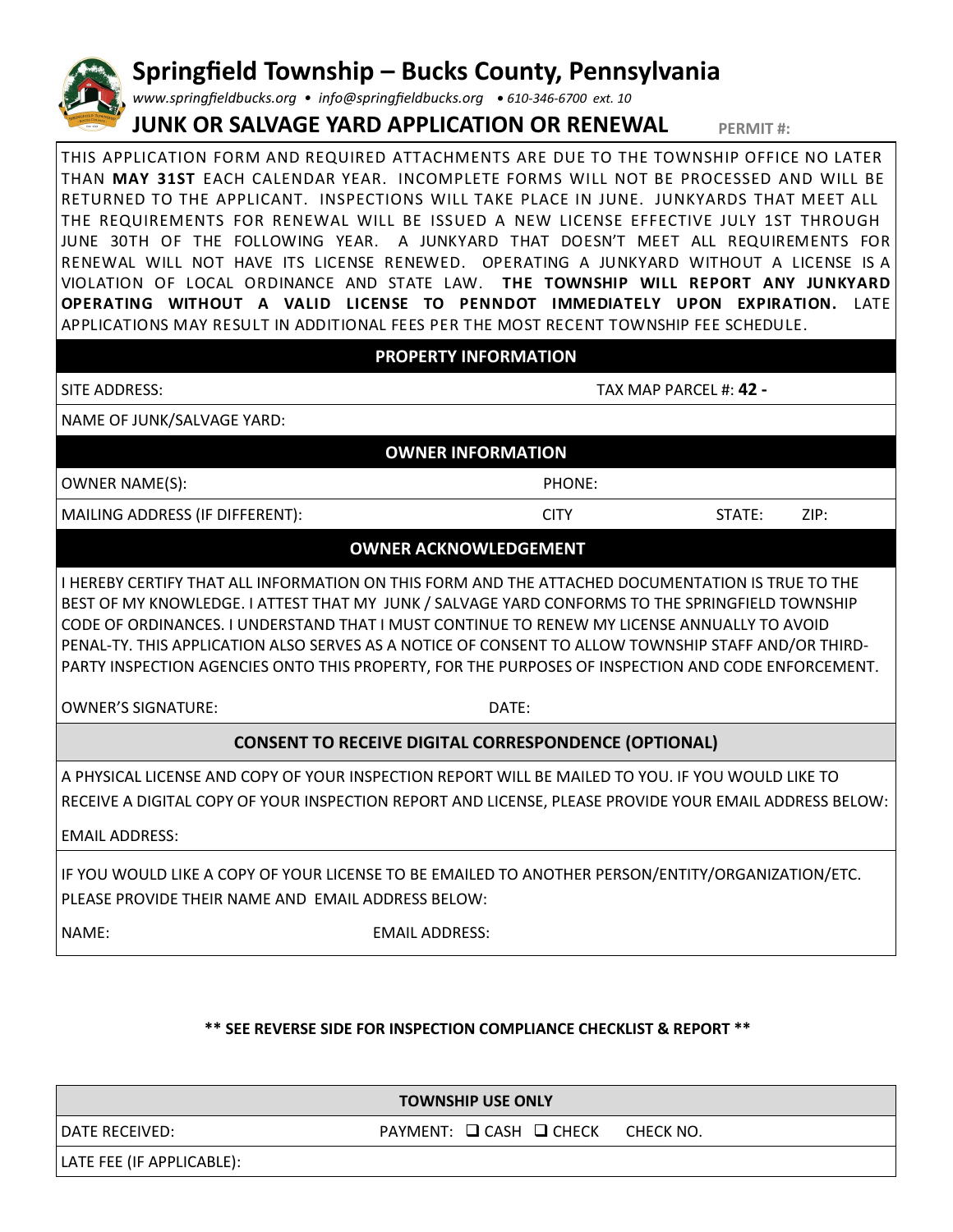# Springfield Township – Bucks County, Pennsylvania

*www.springfieldbucks.org • info@springfieldbucks.org • 610-346-6700 ext. 10*

## JUNK OR SALVAGE YARD APPLICATION OR RENEWAL

**PERMIT #:**

THIS APPLICATION FORM AND REQUIRED ATTACHMENTS ARE DUE TO THE TOWNSHIP OFFICE NO LATER THAN **MAY 31ST** EACH CALENDAR YEAR. INCOMPLETE FORMS WILL NOT BE PROCESSED AND WILL BE RETURNED TO THE APPLICANT. INSPECTIONS WILL TAKE PLACE IN JUNE. JUNKYARDS THAT MEET ALL THE REQUIREMENTS FOR RENEWAL WILL BE ISSUED A NEW LICENSE EFFECTIVE JULY 1ST THROUGH JUNE 30TH OF THE FOLLOWING YEAR. A JUNKYARD THAT DOESN'T MEET ALL REQUIREMENTS FOR RENEWAL WILL NOT HAVE ITS LICENSE RENEWED. OPERATING A JUNKYARD WITHOUT A LICENSE IS A VIOLATION OF LOCAL ORDINANCE AND STATE LAW. **THE TOWNSHIP WILL REPORT ANY JUNKYARD OPERATING WITHOUT A VALID LICENSE TO PENNDOT IMMEDIATELY UPON EXPIRATION.** LATE APPLICATIONS MAY RESULT IN ADDITIONAL FEES PER THE MOST RECENT TOWNSHIP FEE SCHEDULE.

### PROPERTY INFORMATION

SITE ADDRESS: TAX MAP PARCEL #: **42 -**

NAME OF JUNK/SALVAGE YARD:

### OWNER INFORMATION

OWNER NAME(S): PHONE:

MAILING ADDRESS (IF DIFFERENT): CITY STATE: ZIP:

### OWNER ACKNOWLEDGEMENT

I HEREBY CERTIFY THAT ALL INFORMATION ON THIS FORM AND THE ATTACHED DOCUMENTATION IS TRUE TO THE BEST OF MY KNOWLEDGE. I ATTEST THAT MY JUNK / SALVAGE YARD CONFORMS TO THE SPRINGFIELD TOWNSHIP CODE OF ORDINANCES. I UNDERSTAND THAT I MUST CONTINUE TO RENEW MY LICENSE ANNUALLY TO AVOID PENAL-TY. THIS APPLICATION ALSO SERVES AS A NOTICE OF CONSENT TO ALLOW TOWNSHIP STAFF AND/OR THIRD-PARTY INSPECTION AGENCIES ONTO THIS PROPERTY, FOR THE PURPOSES OF INSPECTION AND CODE ENFORCEMENT.

OWNER'S SIGNATURE: DATE:

### CONSENT TO RECEIVE DIGITAL CORRESPONDENCE (OPTIONAL)

A PHYSICAL LICENSE AND COPY OF YOUR INSPECTION REPORT WILL BE MAILED TO YOU. IF YOU WOULD LIKE TO RECEIVE A DIGITAL COPY OF YOUR INSPECTION REPORT AND LICENSE, PLEASE PROVIDE YOUR EMAIL ADDRESS BELOW:

EMAIL ADDRESS:

IF YOU WOULD LIKE A COPY OF YOUR LICENSE TO BE EMAILED TO ANOTHER PERSON/ENTITY/ORGANIZATION/ETC. PLEASE PROVIDE THEIR NAME AND EMAIL ADDRESS BELOW:

NAME: EMAIL ADDRESS:

**\*\* SEE REVERSE SIDE FOR INSPECTION COMPLIANCE CHECKLIST & REPORT \*\***

### TOWNSHIP USE ONLY

DATE RECEIVED: PAYMENT: ❑ CASH ❑ CHECK CHECK NO.

LATE FEE (IF APPLICABLE):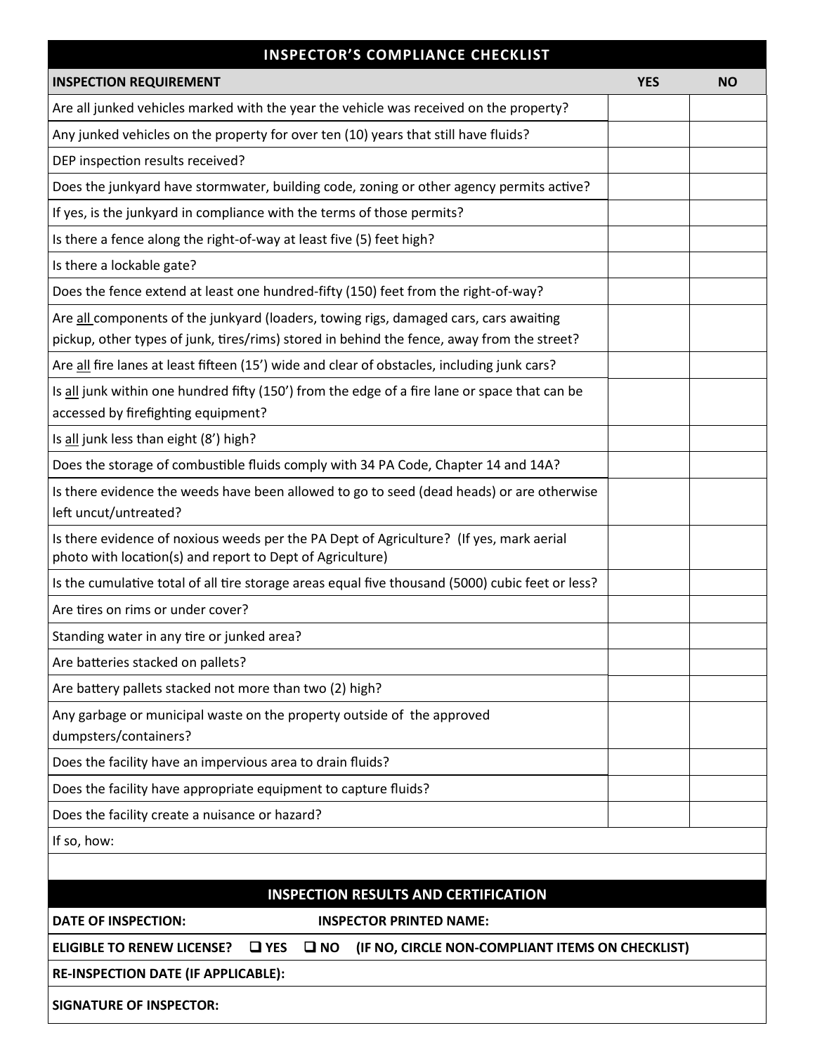## INSPECTOR'S COMPLIANCE CHECKLIST

| INSPECTION REQUIREMENT | YES | NO |
|---|---|---|
| Are all junked vehicles marked with the year the vehicle was received on the property? | | |
| Any junked vehicles on the property for over ten (10) years that still have fluids? | | |
| DEP inspection results received? | | |
| Does the junkyard have stormwater, building code, zoning or other agency permits active? | | |
| If yes, is the junkyard in compliance with the terms of those permits? | | |
| Is there a fence along the right-of-way at least five (5) feet high? | | |
| Is there a lockable gate? | | |
| Does the fence extend at least one hundred-fifty (150) feet from the right-of-way? | | |
| Are all components of the junkyard (loaders, towing rigs, damaged cars, cars awaiting pickup, other types of junk, tires/rims) stored in behind the fence, away from the street? | | |
| Are all fire lanes at least fifteen (15') wide and clear of obstacles, including junk cars? | | |
| Is all junk within one hundred fifty (150') from the edge of a fire lane or space that can be accessed by firefighting equipment? | | |
| Is all junk less than eight (8') high? | | |
| Does the storage of combustible fluids comply with 34 PA Code, Chapter 14 and 14A? | | |
| Is there evidence the weeds have been allowed to go to seed (dead heads) or are otherwise left uncut/untreated? | | |
| Is there evidence of noxious weeds per the PA Dept of Agriculture? (If yes, mark aerial photo with location(s) and report to Dept of Agriculture) | | |
| Is the cumulative total of all tire storage areas equal five thousand (5000) cubic feet or less? | | |
| Are tires on rims or under cover? | | |
| Standing water in any tire or junked area? | | |
| Are batteries stacked on pallets? | | |
| Are battery pallets stacked not more than two (2) high? | | |
| Any garbage or municipal waste on the property outside of the approved dumpsters/containers? | | |
| Does the facility have an impervious area to drain fluids? | | |
| Does the facility have appropriate equipment to capture fluids? | | |
| Does the facility create a nuisance or hazard? | | |

If so, how:

## INSPECTION RESULTS AND CERTIFICATION

**DATE OF INSPECTION:** **INSPECTOR PRINTED NAME:**

**ELIGIBLE TO RENEW LICENSE?** ❑ **YES** ❑ **NO** **(IF NO, CIRCLE NON-COMPLIANT ITEMS ON CHECKLIST)**

**RE-INSPECTION DATE (IF APPLICABLE):**

**SIGNATURE OF INSPECTOR:**